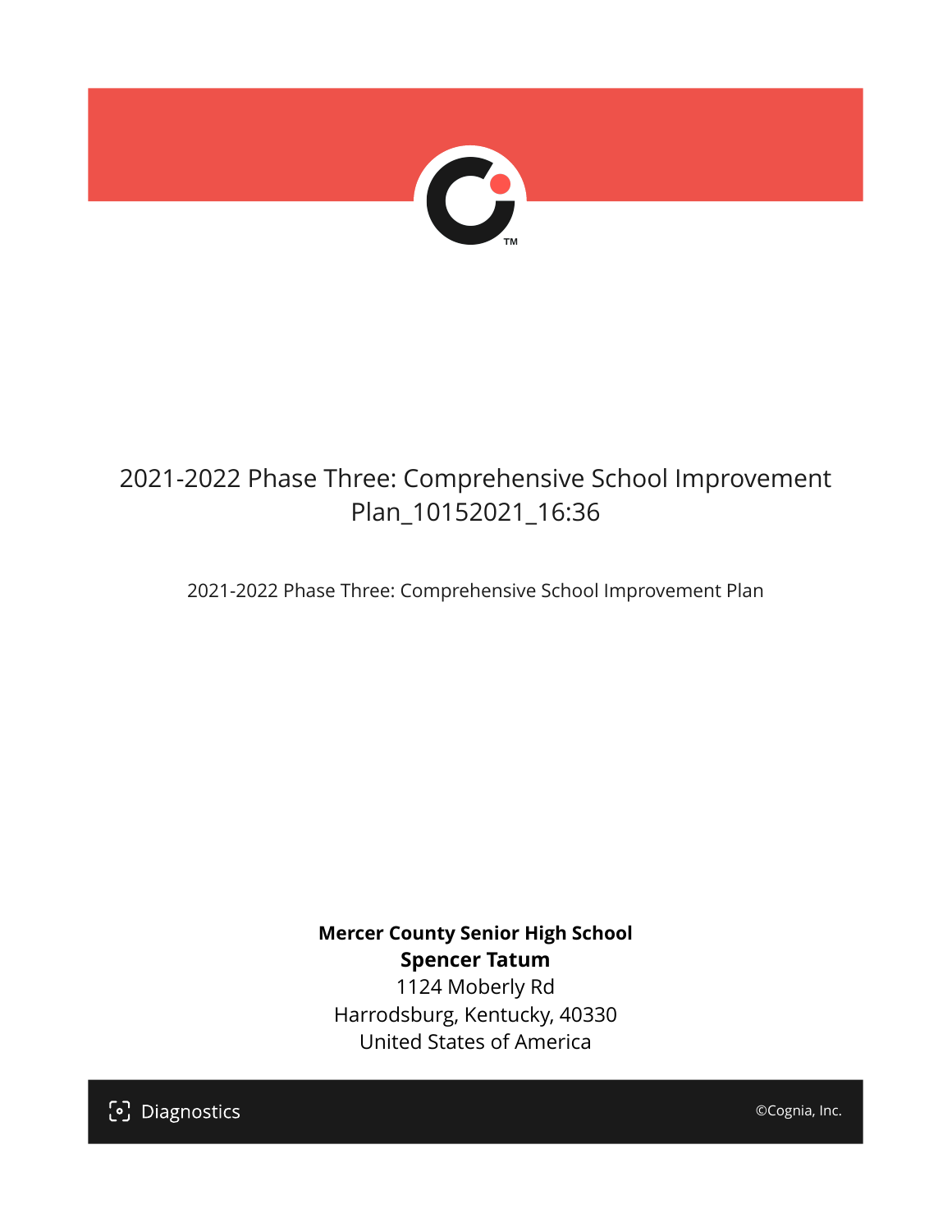# 2021-2022 Phase Three: Comprehensive School Improvement Plan_10152021_16:36

2021-2022 Phase Three: Comprehensive School Improvement Plan

**Mercer County Senior High School**
**Spencer Tatum**
1124 Moberly Rd
Harrodsburg, Kentucky, 40330
United States of America

Diagnostics

©Cognia, Inc.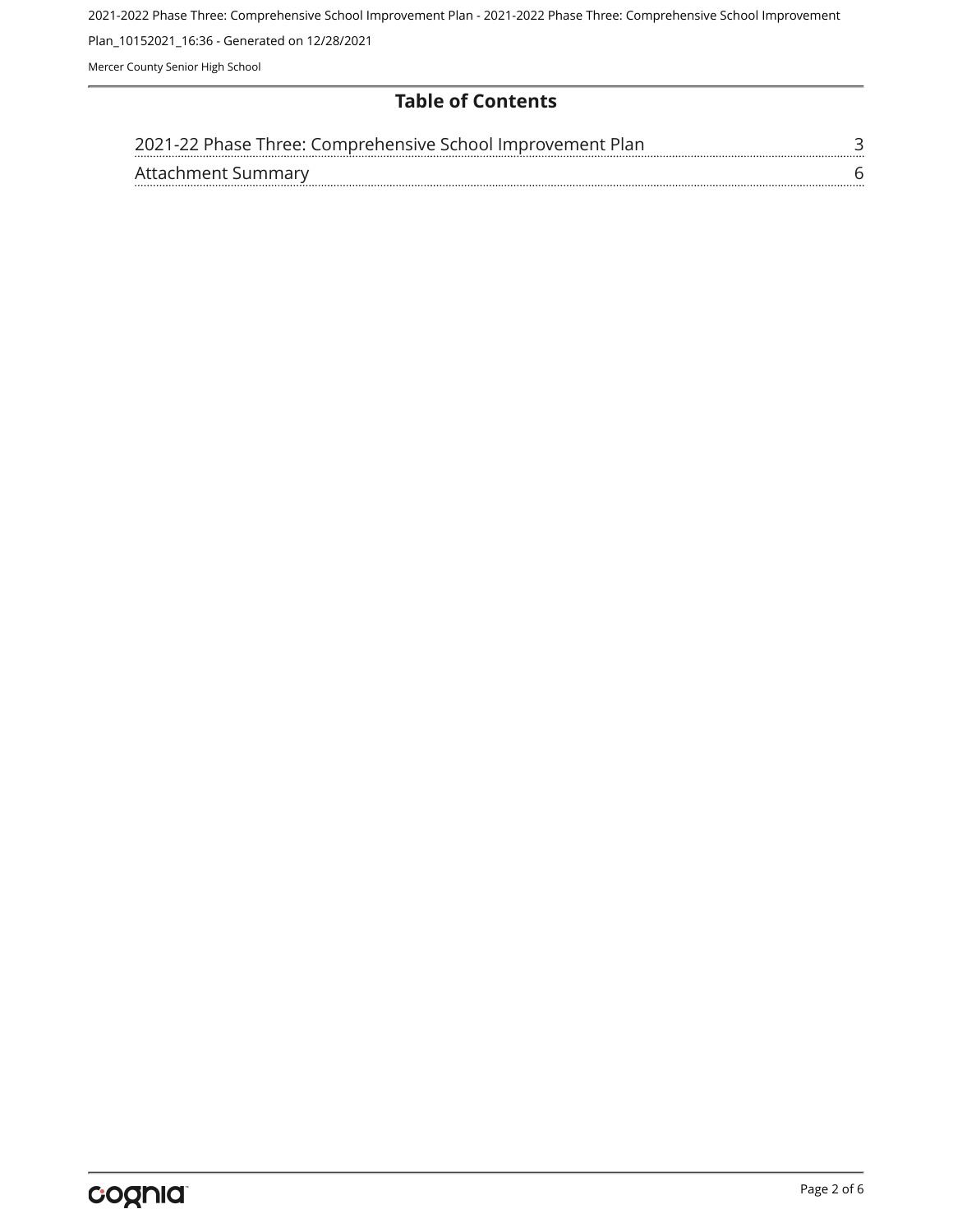## Table of Contents

| | |
|---|---|
| 2021-22 Phase Three: Comprehensive School Improvement Plan | 3 |
| Attachment Summary | 6 |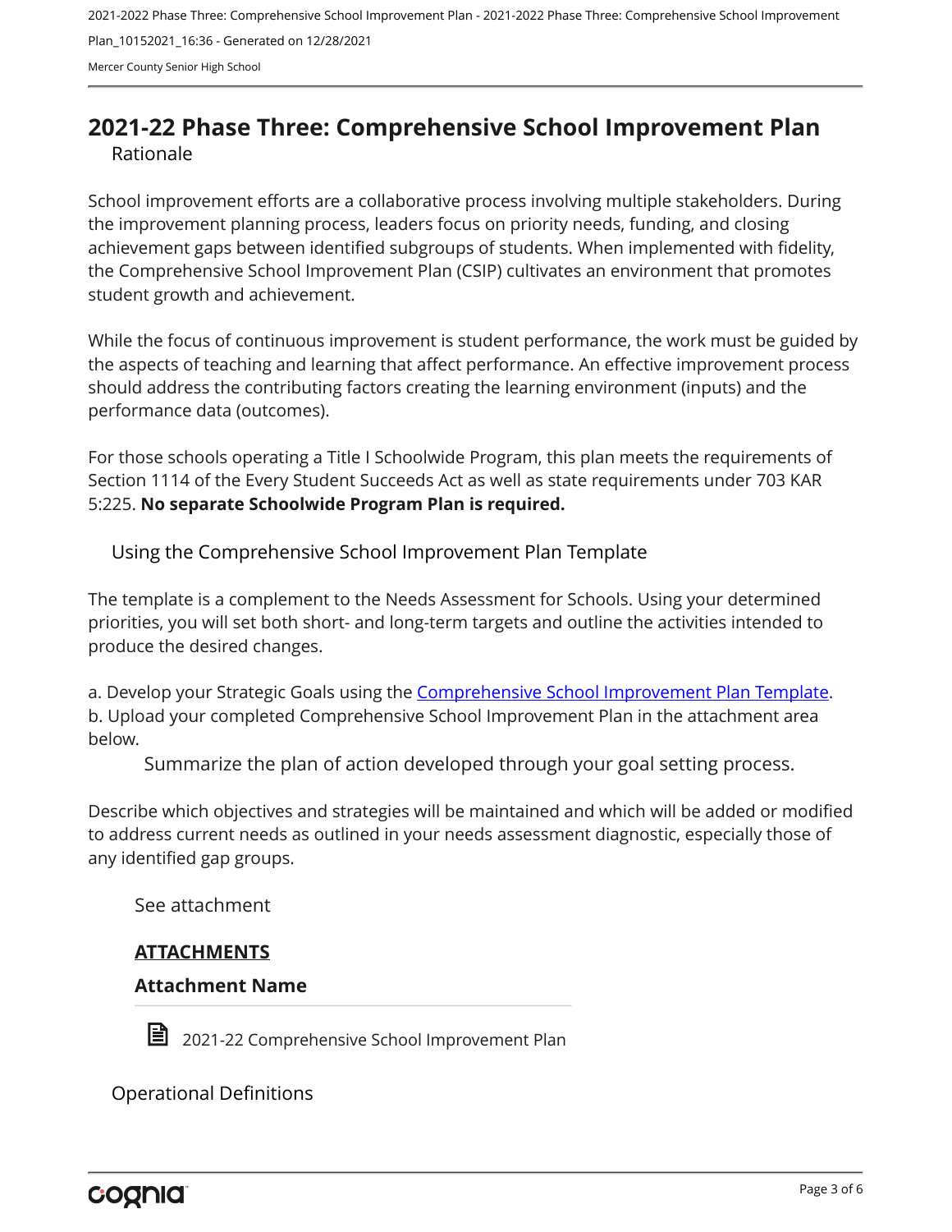# 2021-22 Phase Three: Comprehensive School Improvement Plan

## Rationale

School improvement efforts are a collaborative process involving multiple stakeholders. During the improvement planning process, leaders focus on priority needs, funding, and closing achievement gaps between identified subgroups of students. When implemented with fidelity, the Comprehensive School Improvement Plan (CSIP) cultivates an environment that promotes student growth and achievement.

While the focus of continuous improvement is student performance, the work must be guided by the aspects of teaching and learning that affect performance. An effective improvement process should address the contributing factors creating the learning environment (inputs) and the performance data (outcomes).

For those schools operating a Title I Schoolwide Program, this plan meets the requirements of Section 1114 of the Every Student Succeeds Act as well as state requirements under 703 KAR 5:225. **No separate Schoolwide Program Plan is required.**

## Using the Comprehensive School Improvement Plan Template

The template is a complement to the Needs Assessment for Schools. Using your determined priorities, you will set both short- and long-term targets and outline the activities intended to produce the desired changes.

a. Develop your Strategic Goals using the Comprehensive School Improvement Plan Template.
b. Upload your completed Comprehensive School Improvement Plan in the attachment area below.

### Summarize the plan of action developed through your goal setting process.

Describe which objectives and strategies will be maintained and which will be added or modified to address current needs as outlined in your needs assessment diagnostic, especially those of any identified gap groups.

See attachment

**ATTACHMENTS**

**Attachment Name**

2021-22 Comprehensive School Improvement Plan

## Operational Definitions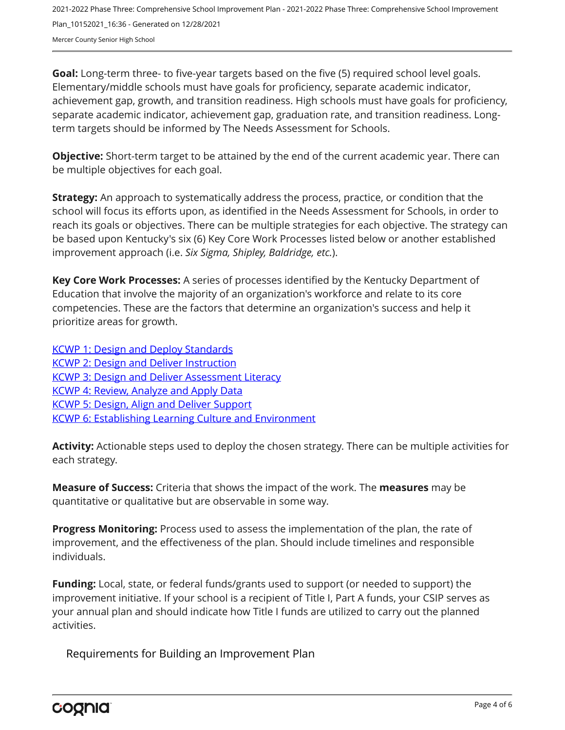**Goal:** Long-term three- to five-year targets based on the five (5) required school level goals. Elementary/middle schools must have goals for proficiency, separate academic indicator, achievement gap, growth, and transition readiness. High schools must have goals for proficiency, separate academic indicator, achievement gap, graduation rate, and transition readiness. Long-term targets should be informed by The Needs Assessment for Schools.

**Objective:** Short-term target to be attained by the end of the current academic year. There can be multiple objectives for each goal.

**Strategy:** An approach to systematically address the process, practice, or condition that the school will focus its efforts upon, as identified in the Needs Assessment for Schools, in order to reach its goals or objectives. There can be multiple strategies for each objective. The strategy can be based upon Kentucky's six (6) Key Core Work Processes listed below or another established improvement approach (i.e. *Six Sigma, Shipley, Baldridge, etc.*).

**Key Core Work Processes:** A series of processes identified by the Kentucky Department of Education that involve the majority of an organization's workforce and relate to its core competencies. These are the factors that determine an organization's success and help it prioritize areas for growth.

KCWP 1: Design and Deploy Standards
KCWP 2: Design and Deliver Instruction
KCWP 3: Design and Deliver Assessment Literacy
KCWP 4: Review, Analyze and Apply Data
KCWP 5: Design, Align and Deliver Support
KCWP 6: Establishing Learning Culture and Environment

**Activity:** Actionable steps used to deploy the chosen strategy. There can be multiple activities for each strategy.

**Measure of Success:** Criteria that shows the impact of the work. The **measures** may be quantitative or qualitative but are observable in some way.

**Progress Monitoring:** Process used to assess the implementation of the plan, the rate of improvement, and the effectiveness of the plan. Should include timelines and responsible individuals.

**Funding:** Local, state, or federal funds/grants used to support (or needed to support) the improvement initiative. If your school is a recipient of Title I, Part A funds, your CSIP serves as your annual plan and should indicate how Title I funds are utilized to carry out the planned activities.

## Requirements for Building an Improvement Plan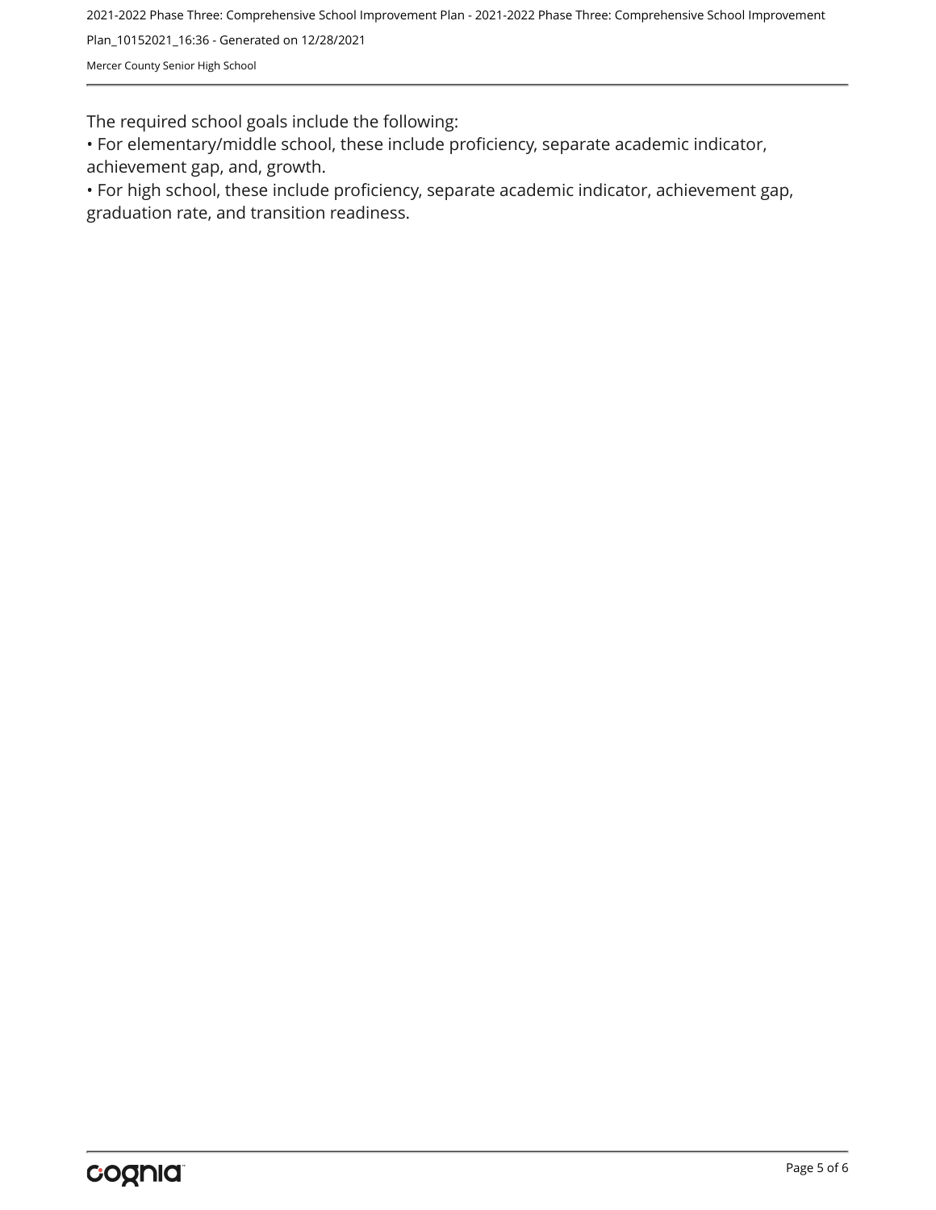The required school goals include the following:

• For elementary/middle school, these include proficiency, separate academic indicator, achievement gap, and, growth.

• For high school, these include proficiency, separate academic indicator, achievement gap, graduation rate, and transition readiness.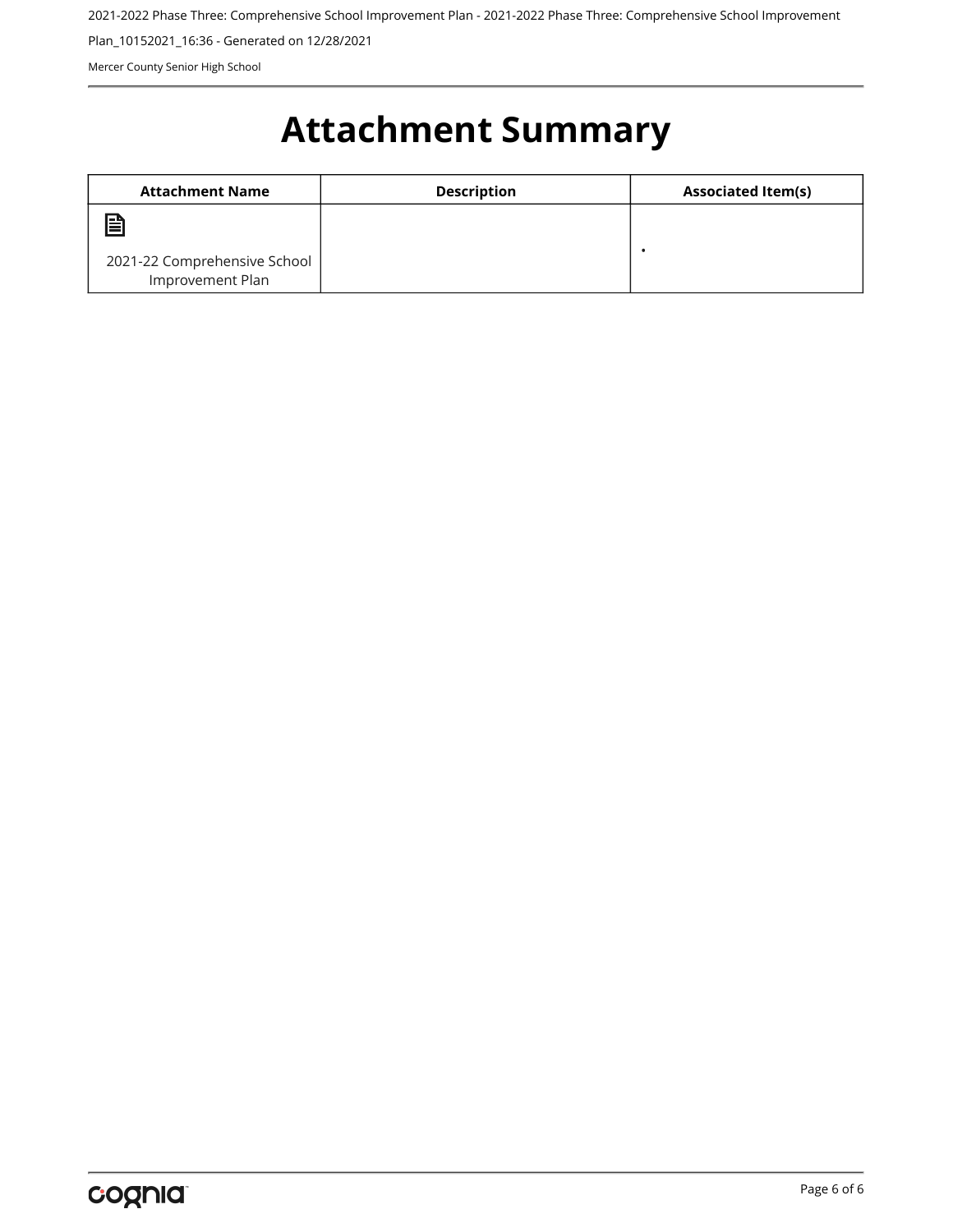# Attachment Summary

| Attachment Name | Description | Associated Item(s) |
| --- | --- | --- |
| 2021-22 Comprehensive School Improvement Plan | | • |